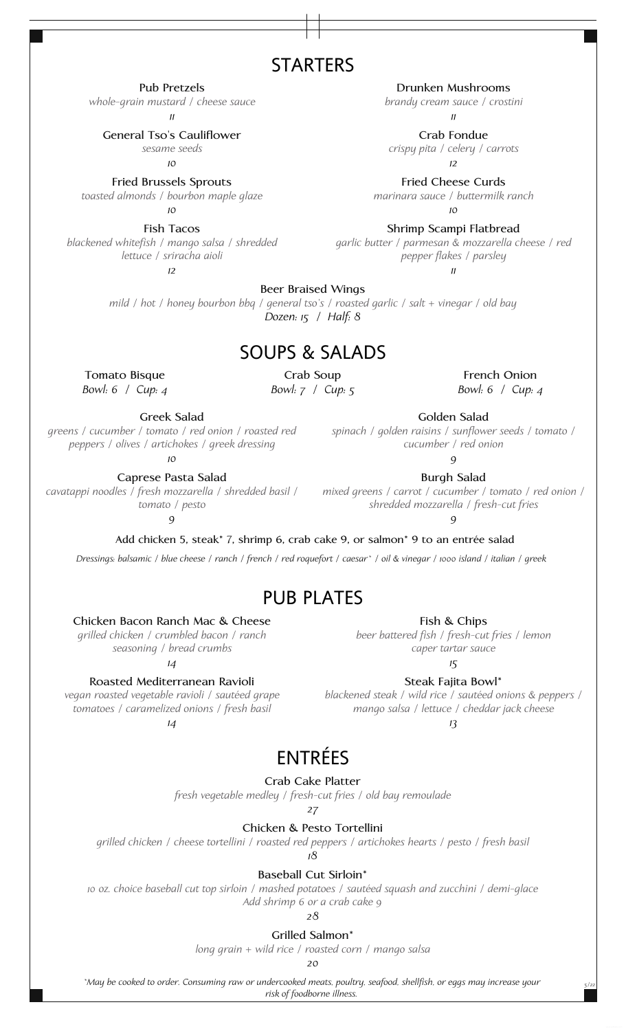# STARTERS

**Pub Pretzels**
*whole-grain mustard / cheese sauce*
11

**General Tso's Cauliflower**
*sesame seeds*
10

**Fried Brussels Sprouts**
*toasted almonds / bourbon maple glaze*
10

**Fish Tacos**
*blackened whitefish / mango salsa / shredded lettuce / sriracha aioli*
12

**Drunken Mushrooms**
*brandy cream sauce / crostini*
11

**Crab Fondue**
*crispy pita / celery / carrots*
12

**Fried Cheese Curds**
*marinara sauce / buttermilk ranch*
10

**Shrimp Scampi Flatbread**
*garlic butter / parmesan & mozzarella cheese / red pepper flakes / parsley*
11

**Beer Braised Wings**
*mild / hot / honey bourbon bbq / general tso's / roasted garlic / salt + vinegar / old bay*
*Dozen: 15 / Half: 8*

# SOUPS & SALADS

**Tomato Bisque**
*Bowl: 6 / Cup: 4*

**Crab Soup**
*Bowl: 7 / Cup: 5*

**French Onion**
*Bowl: 6 / Cup: 4*

**Greek Salad**
*greens / cucumber / tomato / red onion / roasted red peppers / olives / artichokes / greek dressing*
10

**Caprese Pasta Salad**
*cavatappi noodles / fresh mozzarella / shredded basil / tomato / pesto*
9

**Golden Salad**
*spinach / golden raisins / sunflower seeds / tomato / cucumber / red onion*
9

**Burgh Salad**
*mixed greens / carrot / cucumber / tomato / red onion / shredded mozzarella / fresh-cut fries*
9

Add chicken 5, steak* 7, shrimp 6, crab cake 9, or salmon* 9 to an entrée salad

*Dressings: balsamic / blue cheese / ranch / french / red roquefort / caesar* / oil & vinegar / 1000 island / italian / greek*

# PUB PLATES

**Chicken Bacon Ranch Mac & Cheese**
*grilled chicken / crumbled bacon / ranch seasoning / bread crumbs*
14

**Roasted Mediterranean Ravioli**
*vegan roasted vegetable ravioli / sautéed grape tomatoes / caramelized onions / fresh basil*
14

**Fish & Chips**
*beer battered fish / fresh-cut fries / lemon caper tartar sauce*
15

**Steak Fajita Bowl***
*blackened steak / wild rice / sautéed onions & peppers / mango salsa / lettuce / cheddar jack cheese*
13

# ENTRÉES

**Crab Cake Platter**
*fresh vegetable medley / fresh-cut fries / old bay remoulade*
27

**Chicken & Pesto Tortellini**
*grilled chicken / cheese tortellini / roasted red peppers / artichokes hearts / pesto / fresh basil*
18

**Baseball Cut Sirloin***
*10 oz. choice baseball cut top sirloin / mashed potatoes / sautéed squash and zucchini / demi-glace*
*Add shrimp 6 or a crab cake 9*
28

**Grilled Salmon***
*long grain + wild rice / roasted corn / mango salsa*
20

*\*May be cooked to order. Consuming raw or undercooked meats, poultry, seafood, shellfish, or eggs may increase your risk of foodborne illness.*

5/22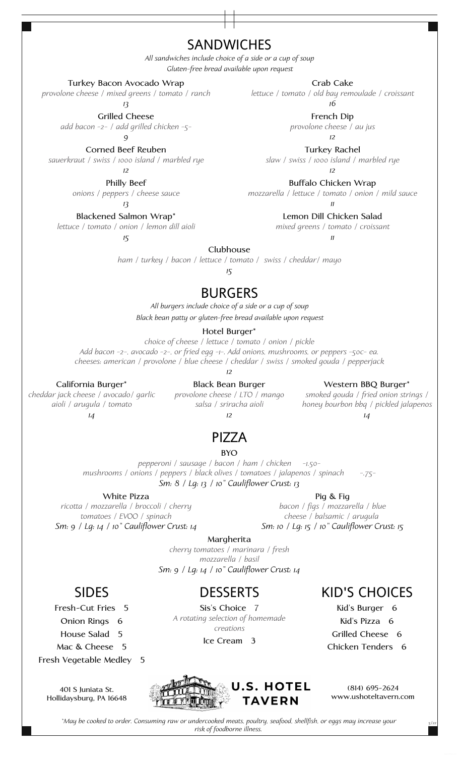# SANDWICHES

*All sandwiches include choice of a side or a cup of soup*
*Gluten-free bread available upon request*

**Turkey Bacon Avocado Wrap**
*provolone cheese / mixed greens / tomato / ranch*
*13*

**Grilled Cheese**
*add bacon -2- / add grilled chicken -5-*
*9*

**Corned Beef Reuben**
*sauerkraut / swiss / 1000 island / marbled rye*
*12*

**Philly Beef**
*onions / peppers / cheese sauce*
*13*

**Blackened Salmon Wrap***
*lettuce / tomato / onion / lemon dill aioli*
*15*

**Crab Cake**
*lettuce / tomato / old bay remoulade / croissant*
*16*

**French Dip**
*provolone cheese / au jus*
*12*

**Turkey Rachel**
*slaw / swiss / 1000 island / marbled rye*
*12*

**Buffalo Chicken Wrap**
*mozzarella / lettuce / tomato / onion / mild sauce*
*11*

**Lemon Dill Chicken Salad**
*mixed greens / tomato / croissant*
*11*

**Clubhouse**
*ham / turkey / bacon / lettuce / tomato / swiss / cheddar/ mayo*
*15*

# BURGERS

*All burgers include choice of a side or a cup of soup*
*Black bean patty or gluten-free bread available upon request*

**Hotel Burger***
*choice of cheese / lettuce / tomato / onion / pickle*
*Add bacon -2-, avocado -2-, or fried egg -1-. Add onions, mushrooms, or peppers -50c- ea.*
*cheeses: american / provolone / blue cheese / cheddar / swiss / smoked gouda / pepperjack*
*12*

**California Burger***
*cheddar jack cheese / avocado/ garlic aioli / arugula / tomato*
*14*

**Black Bean Burger**
*provolone cheese / LTO / mango salsa / sriracha aioli*
*12*

**Western BBQ Burger***
*smoked gouda / fried onion strings / honey bourbon bbq / pickled jalapenos*
*14*

# PIZZA

**BYO**
*pepperoni / sausage / bacon / ham / chicken -1.50-*
*mushrooms / onions / peppers / black olives / tomatoes / jalapenos / spinach -.75-*
*Sm: 8 / Lg: 13 / 10" Cauliflower Crust: 13*

**White Pizza**
*ricotta / mozzarella / broccoli / cherry tomatoes / EVOO / spinach*
*Sm: 9 / Lg: 14 / 10" Cauliflower Crust: 14*

**Pig & Fig**
*bacon / figs / mozzarella / blue cheese / balsamic / arugula*
*Sm: 10 / Lg: 15 / 10" Cauliflower Crust: 15*

**Margherita**
*cherry tomatoes / marinara / fresh mozzarella / basil*
*Sm: 9 / Lg: 14 / 10" Cauliflower Crust: 14*

# SIDES

- Fresh-Cut Fries 5
- Onion Rings 6
- House Salad 5
- Mac & Cheese 5
- Fresh Vegetable Medley 5

# DESSERTS

Sis's Choice 7
*A rotating selection of homemade creations*

Ice Cream 3

# KID'S CHOICES

- Kid's Burger 6
- Kid's Pizza 6
- Grilled Cheese 6
- Chicken Tenders 6

401 S Juniata St.
Hollidaysburg, PA 16648

**U.S. HOTEL TAVERN**

(814) 695-2624
www.ushoteltavern.com

*\*May be cooked to order. Consuming raw or undercooked meats, poultry, seafood, shellfish, or eggs may increase your risk of foodborne illness.*

5/22